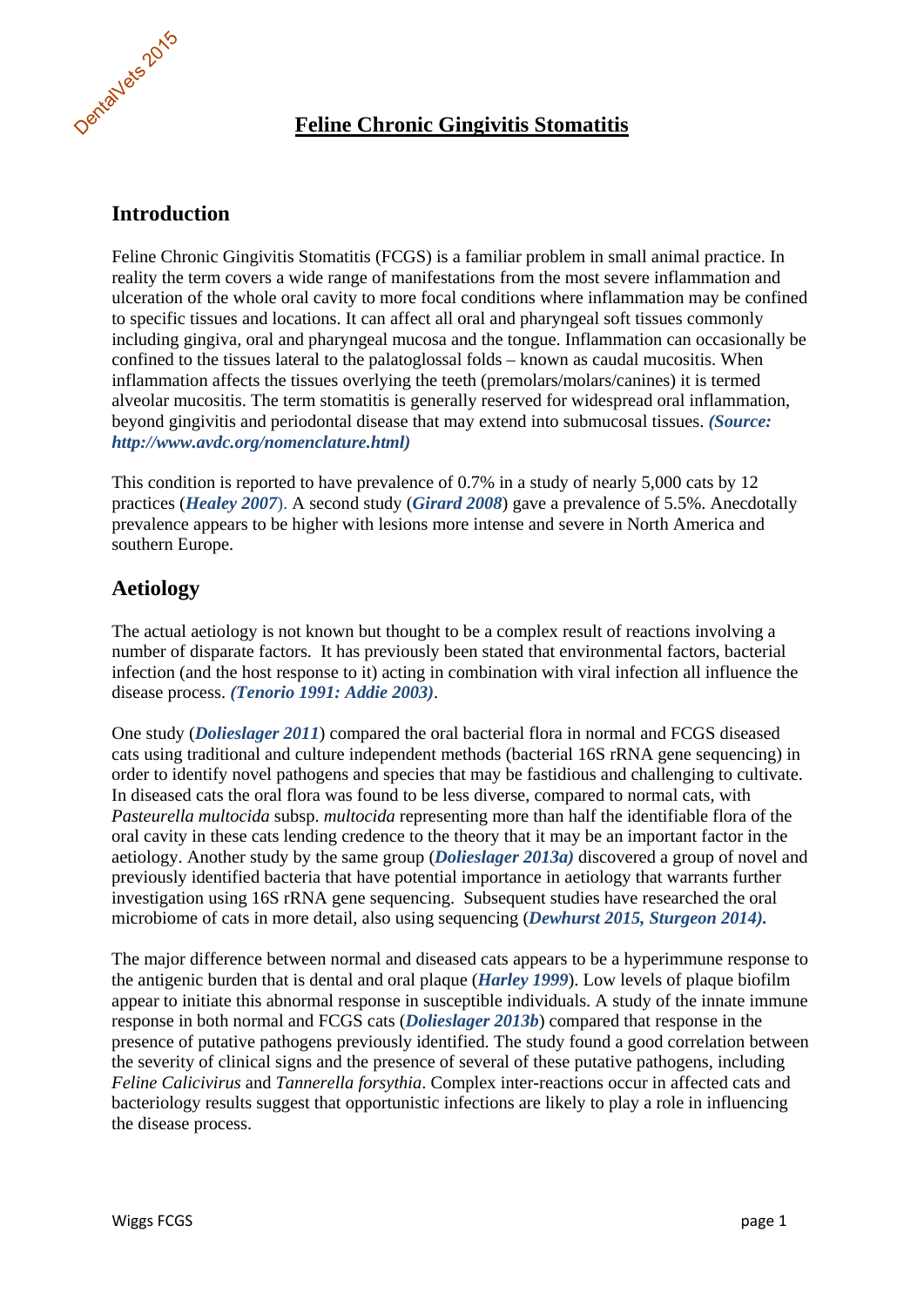# Feline Chronic Gingivitis Stomatitis

## Introduction

Feline Chronic Gingivitis Stomatitis (FCGS) is a familiar problem in small animal practice. In reality the term covers a wide range of manifestations from the most severe inflammation and ulceration of the whole oral cavity to more focal conditions where inflammation may be confined to specific tissues and locations. It can affect all oral and pharyngeal soft tissues commonly including gingiva, oral and pharyngeal mucosa and the tongue. Inflammation can occasionally be confined to the tissues lateral to the palatoglossal folds – known as caudal mucositis. When inflammation affects the tissues overlying the teeth (premolars/molars/canines) it is termed alveolar mucositis. The term stomatitis is generally reserved for widespread oral inflammation, beyond gingivitis and periodontal disease that may extend into submucosal tissues. ***(Source: http://www.avdc.org/nomenclature.html)***

This condition is reported to have prevalence of 0.7% in a study of nearly 5,000 cats by 12 practices (***Healey 2007***). A second study (***Girard 2008***) gave a prevalence of 5.5%. Anecdotally prevalence appears to be higher with lesions more intense and severe in North America and southern Europe.

## Aetiology

The actual aetiology is not known but thought to be a complex result of reactions involving a number of disparate factors. It has previously been stated that environmental factors, bacterial infection (and the host response to it) acting in combination with viral infection all influence the disease process. ***(Tenorio 1991: Addie 2003)***.

One study (***Dolieslager 2011***) compared the oral bacterial flora in normal and FCGS diseased cats using traditional and culture independent methods (bacterial 16S rRNA gene sequencing) in order to identify novel pathogens and species that may be fastidious and challenging to cultivate. In diseased cats the oral flora was found to be less diverse, compared to normal cats, with *Pasteurella multocida* subsp. *multocida* representing more than half the identifiable flora of the oral cavity in these cats lending credence to the theory that it may be an important factor in the aetiology. Another study by the same group (***Dolieslager 2013a)*** discovered a group of novel and previously identified bacteria that have potential importance in aetiology that warrants further investigation using 16S rRNA gene sequencing. Subsequent studies have researched the oral microbiome of cats in more detail, also using sequencing (***Dewhurst 2015, Sturgeon 2014).***

The major difference between normal and diseased cats appears to be a hyperimmune response to the antigenic burden that is dental and oral plaque (***Harley 1999***). Low levels of plaque biofilm appear to initiate this abnormal response in susceptible individuals. A study of the innate immune response in both normal and FCGS cats (***Dolieslager 2013b***) compared that response in the presence of putative pathogens previously identified. The study found a good correlation between the severity of clinical signs and the presence of several of these putative pathogens, including *Feline Calicivirus* and *Tannerella forsythia*. Complex inter-reactions occur in affected cats and bacteriology results suggest that opportunistic infections are likely to play a role in influencing the disease process.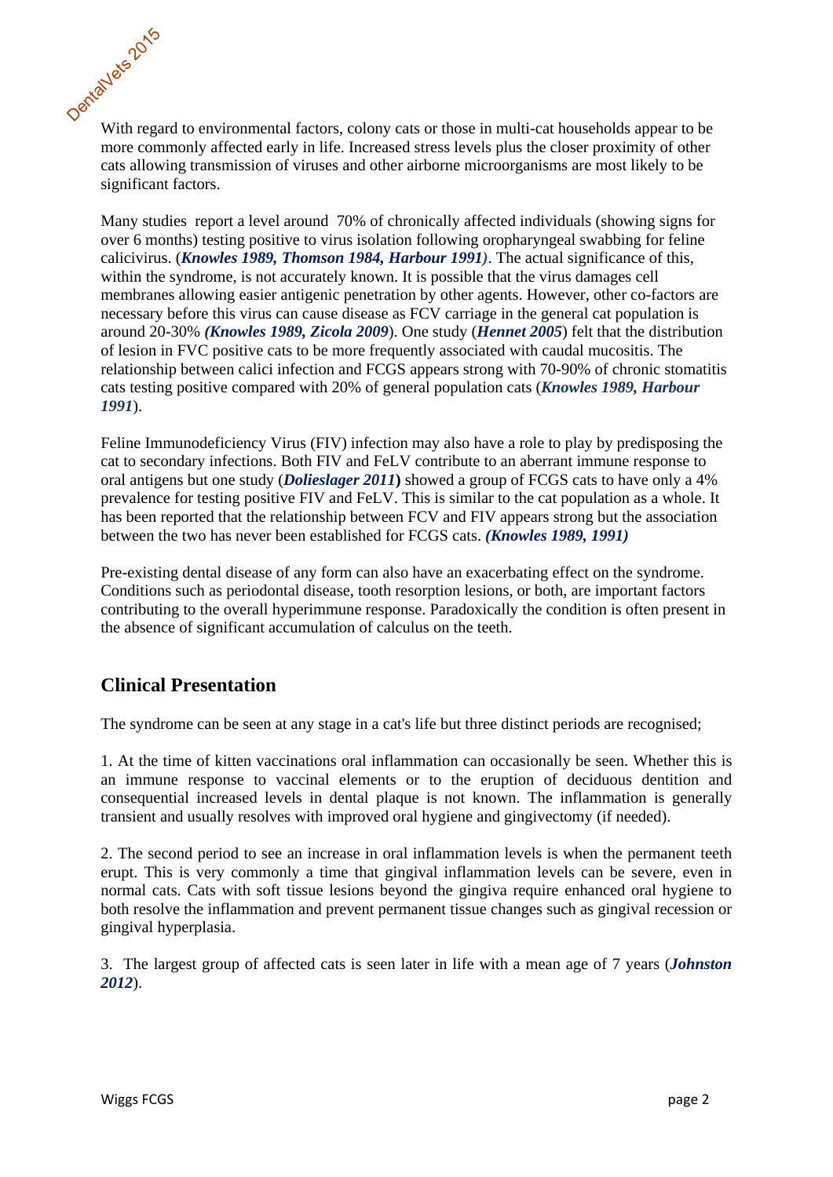With regard to environmental factors, colony cats or those in multi-cat households appear to be more commonly affected early in life. Increased stress levels plus the closer proximity of other cats allowing transmission of viruses and other airborne microorganisms are most likely to be significant factors.

Many studies report a level around 70% of chronically affected individuals (showing signs for over 6 months) testing positive to virus isolation following oropharyngeal swabbing for feline calicivirus. (***Knowles 1989, Thomson 1984, Harbour 1991)***. The actual significance of this, within the syndrome, is not accurately known. It is possible that the virus damages cell membranes allowing easier antigenic penetration by other agents. However, other co-factors are necessary before this virus can cause disease as FCV carriage in the general cat population is around 20-30% ***(Knowles 1989, Zicola 2009***). One study (***Hennet 2005***) felt that the distribution of lesion in FVC positive cats to be more frequently associated with caudal mucositis. The relationship between calici infection and FCGS appears strong with 70-90% of chronic stomatitis cats testing positive compared with 20% of general population cats (***Knowles 1989, Harbour 1991***).

Feline Immunodeficiency Virus (FIV) infection may also have a role to play by predisposing the cat to secondary infections. Both FIV and FeLV contribute to an aberrant immune response to oral antigens but one study (***Dolieslager 2011*****)** showed a group of FCGS cats to have only a 4% prevalence for testing positive FIV and FeLV. This is similar to the cat population as a whole. It has been reported that the relationship between FCV and FIV appears strong but the association between the two has never been established for FCGS cats. ***(Knowles 1989, 1991)***

Pre-existing dental disease of any form can also have an exacerbating effect on the syndrome. Conditions such as periodontal disease, tooth resorption lesions, or both, are important factors contributing to the overall hyperimmune response. Paradoxically the condition is often present in the absence of significant accumulation of calculus on the teeth.

## Clinical Presentation

The syndrome can be seen at any stage in a cat's life but three distinct periods are recognised;

1. At the time of kitten vaccinations oral inflammation can occasionally be seen. Whether this is an immune response to vaccinal elements or to the eruption of deciduous dentition and consequential increased levels in dental plaque is not known. The inflammation is generally transient and usually resolves with improved oral hygiene and gingivectomy (if needed).

2. The second period to see an increase in oral inflammation levels is when the permanent teeth erupt. This is very commonly a time that gingival inflammation levels can be severe, even in normal cats. Cats with soft tissue lesions beyond the gingiva require enhanced oral hygiene to both resolve the inflammation and prevent permanent tissue changes such as gingival recession or gingival hyperplasia.

3. The largest group of affected cats is seen later in life with a mean age of 7 years (***Johnston 2012***).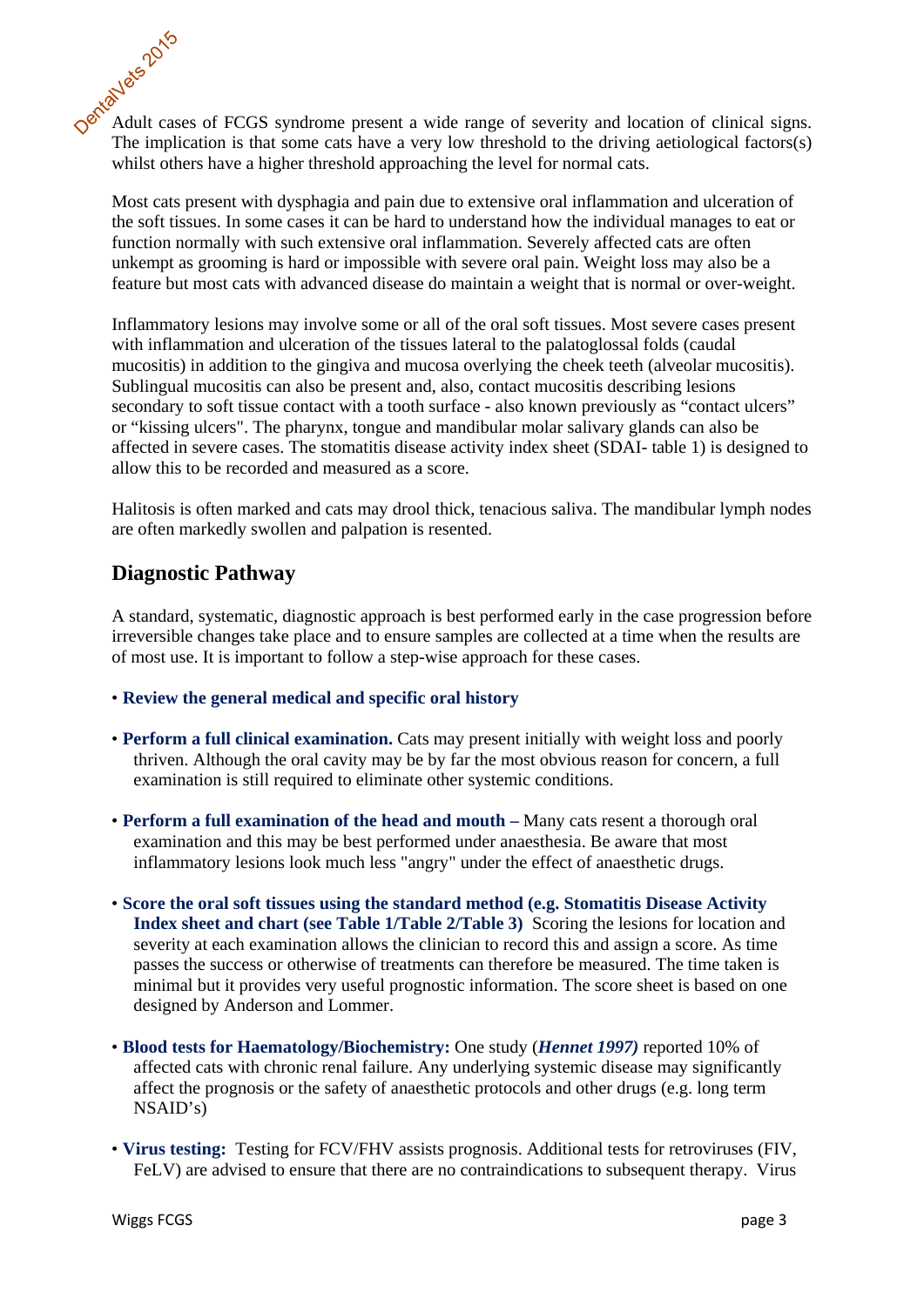Adult cases of FCGS syndrome present a wide range of severity and location of clinical signs. The implication is that some cats have a very low threshold to the driving aetiological factors(s) whilst others have a higher threshold approaching the level for normal cats.

Most cats present with dysphagia and pain due to extensive oral inflammation and ulceration of the soft tissues. In some cases it can be hard to understand how the individual manages to eat or function normally with such extensive oral inflammation. Severely affected cats are often unkempt as grooming is hard or impossible with severe oral pain. Weight loss may also be a feature but most cats with advanced disease do maintain a weight that is normal or over-weight.

Inflammatory lesions may involve some or all of the oral soft tissues. Most severe cases present with inflammation and ulceration of the tissues lateral to the palatoglossal folds (caudal mucositis) in addition to the gingiva and mucosa overlying the cheek teeth (alveolar mucositis). Sublingual mucositis can also be present and, also, contact mucositis describing lesions secondary to soft tissue contact with a tooth surface - also known previously as "contact ulcers" or "kissing ulcers". The pharynx, tongue and mandibular molar salivary glands can also be affected in severe cases. The stomatitis disease activity index sheet (SDAI- table 1) is designed to allow this to be recorded and measured as a score.

Halitosis is often marked and cats may drool thick, tenacious saliva. The mandibular lymph nodes are often markedly swollen and palpation is resented.

## Diagnostic Pathway

A standard, systematic, diagnostic approach is best performed early in the case progression before irreversible changes take place and to ensure samples are collected at a time when the results are of most use. It is important to follow a step-wise approach for these cases.

- **Review the general medical and specific oral history**
- **Perform a full clinical examination.** Cats may present initially with weight loss and poorly thriven. Although the oral cavity may be by far the most obvious reason for concern, a full examination is still required to eliminate other systemic conditions.
- **Perform a full examination of the head and mouth –** Many cats resent a thorough oral examination and this may be best performed under anaesthesia. Be aware that most inflammatory lesions look much less "angry" under the effect of anaesthetic drugs.
- **Score the oral soft tissues using the standard method (e.g. Stomatitis Disease Activity Index sheet and chart (see Table 1/Table 2/Table 3)** Scoring the lesions for location and severity at each examination allows the clinician to record this and assign a score. As time passes the success or otherwise of treatments can therefore be measured. The time taken is minimal but it provides very useful prognostic information. The score sheet is based on one designed by Anderson and Lommer.
- **Blood tests for Haematology/Biochemistry:** One study (***Hennet 1997)*** reported 10% of affected cats with chronic renal failure. Any underlying systemic disease may significantly affect the prognosis or the safety of anaesthetic protocols and other drugs (e.g. long term NSAID's)
- **Virus testing:** Testing for FCV/FHV assists prognosis. Additional tests for retroviruses (FIV, FeLV) are advised to ensure that there are no contraindications to subsequent therapy. Virus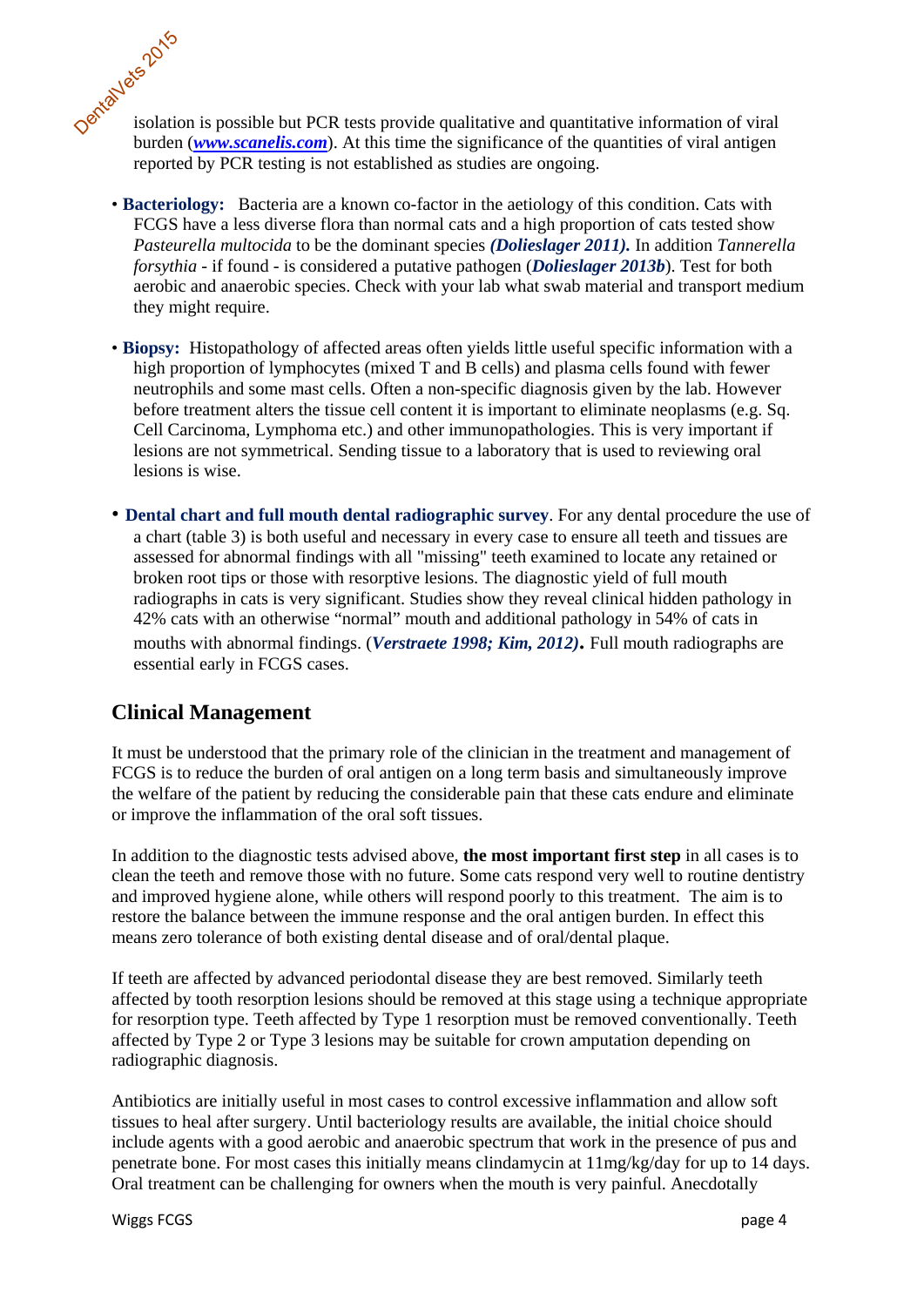isolation is possible but PCR tests provide qualitative and quantitative information of viral burden (***www.scanelis.com***). At this time the significance of the quantities of viral antigen reported by PCR testing is not established as studies are ongoing.

- **Bacteriology:** Bacteria are a known co-factor in the aetiology of this condition. Cats with FCGS have a less diverse flora than normal cats and a high proportion of cats tested show *Pasteurella multocida* to be the dominant species ***(Dolieslager 2011).*** In addition *Tannerella forsythia* - if found - is considered a putative pathogen (***Dolieslager 2013b***). Test for both aerobic and anaerobic species. Check with your lab what swab material and transport medium they might require.

- **Biopsy:** Histopathology of affected areas often yields little useful specific information with a high proportion of lymphocytes (mixed T and B cells) and plasma cells found with fewer neutrophils and some mast cells. Often a non-specific diagnosis given by the lab. However before treatment alters the tissue cell content it is important to eliminate neoplasms (e.g. Sq. Cell Carcinoma, Lymphoma etc.) and other immunopathologies. This is very important if lesions are not symmetrical. Sending tissue to a laboratory that is used to reviewing oral lesions is wise.

- **Dental chart and full mouth dental radiographic survey**. For any dental procedure the use of a chart (table 3) is both useful and necessary in every case to ensure all teeth and tissues are assessed for abnormal findings with all "missing" teeth examined to locate any retained or broken root tips or those with resorptive lesions. The diagnostic yield of full mouth radiographs in cats is very significant. Studies show they reveal clinical hidden pathology in 42% cats with an otherwise "normal" mouth and additional pathology in 54% of cats in mouths with abnormal findings. (***Verstraete 1998; Kim, 2012***). Full mouth radiographs are essential early in FCGS cases.

## Clinical Management

It must be understood that the primary role of the clinician in the treatment and management of FCGS is to reduce the burden of oral antigen on a long term basis and simultaneously improve the welfare of the patient by reducing the considerable pain that these cats endure and eliminate or improve the inflammation of the oral soft tissues.

In addition to the diagnostic tests advised above, **the most important first step** in all cases is to clean the teeth and remove those with no future. Some cats respond very well to routine dentistry and improved hygiene alone, while others will respond poorly to this treatment. The aim is to restore the balance between the immune response and the oral antigen burden. In effect this means zero tolerance of both existing dental disease and of oral/dental plaque.

If teeth are affected by advanced periodontal disease they are best removed. Similarly teeth affected by tooth resorption lesions should be removed at this stage using a technique appropriate for resorption type. Teeth affected by Type 1 resorption must be removed conventionally. Teeth affected by Type 2 or Type 3 lesions may be suitable for crown amputation depending on radiographic diagnosis.

Antibiotics are initially useful in most cases to control excessive inflammation and allow soft tissues to heal after surgery. Until bacteriology results are available, the initial choice should include agents with a good aerobic and anaerobic spectrum that work in the presence of pus and penetrate bone. For most cases this initially means clindamycin at 11mg/kg/day for up to 14 days. Oral treatment can be challenging for owners when the mouth is very painful. Anecdotally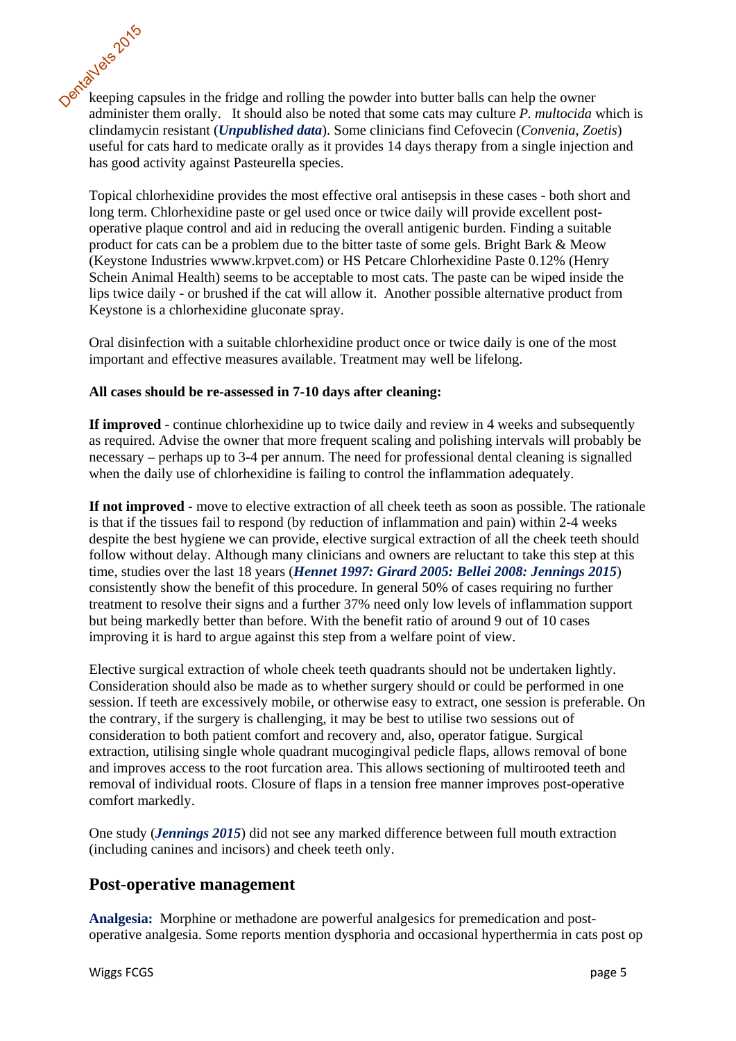keeping capsules in the fridge and rolling the powder into butter balls can help the owner administer them orally. It should also be noted that some cats may culture *P. multocida* which is clindamycin resistant (***Unpublished data***). Some clinicians find Cefovecin (*Convenia, Zoetis*) useful for cats hard to medicate orally as it provides 14 days therapy from a single injection and has good activity against Pasteurella species.

Topical chlorhexidine provides the most effective oral antisepsis in these cases - both short and long term. Chlorhexidine paste or gel used once or twice daily will provide excellent post-operative plaque control and aid in reducing the overall antigenic burden. Finding a suitable product for cats can be a problem due to the bitter taste of some gels. Bright Bark & Meow (Keystone Industries wwww.krpvet.com) or HS Petcare Chlorhexidine Paste 0.12% (Henry Schein Animal Health) seems to be acceptable to most cats. The paste can be wiped inside the lips twice daily - or brushed if the cat will allow it. Another possible alternative product from Keystone is a chlorhexidine gluconate spray.

Oral disinfection with a suitable chlorhexidine product once or twice daily is one of the most important and effective measures available. Treatment may well be lifelong.

**All cases should be re-assessed in 7-10 days after cleaning:**

**If improved** - continue chlorhexidine up to twice daily and review in 4 weeks and subsequently as required. Advise the owner that more frequent scaling and polishing intervals will probably be necessary – perhaps up to 3-4 per annum. The need for professional dental cleaning is signalled when the daily use of chlorhexidine is failing to control the inflammation adequately.

**If not improved** - move to elective extraction of all cheek teeth as soon as possible. The rationale is that if the tissues fail to respond (by reduction of inflammation and pain) within 2-4 weeks despite the best hygiene we can provide, elective surgical extraction of all the cheek teeth should follow without delay. Although many clinicians and owners are reluctant to take this step at this time, studies over the last 18 years (***Hennet 1997: Girard 2005: Bellei 2008: Jennings 2015***) consistently show the benefit of this procedure. In general 50% of cases requiring no further treatment to resolve their signs and a further 37% need only low levels of inflammation support but being markedly better than before. With the benefit ratio of around 9 out of 10 cases improving it is hard to argue against this step from a welfare point of view.

Elective surgical extraction of whole cheek teeth quadrants should not be undertaken lightly. Consideration should also be made as to whether surgery should or could be performed in one session. If teeth are excessively mobile, or otherwise easy to extract, one session is preferable. On the contrary, if the surgery is challenging, it may be best to utilise two sessions out of consideration to both patient comfort and recovery and, also, operator fatigue. Surgical extraction, utilising single whole quadrant mucogingival pedicle flaps, allows removal of bone and improves access to the root furcation area. This allows sectioning of multirooted teeth and removal of individual roots. Closure of flaps in a tension free manner improves post-operative comfort markedly.

One study (***Jennings 2015***) did not see any marked difference between full mouth extraction (including canines and incisors) and cheek teeth only.

## Post-operative management

**Analgesia:** Morphine or methadone are powerful analgesics for premedication and post-operative analgesia. Some reports mention dysphoria and occasional hyperthermia in cats post op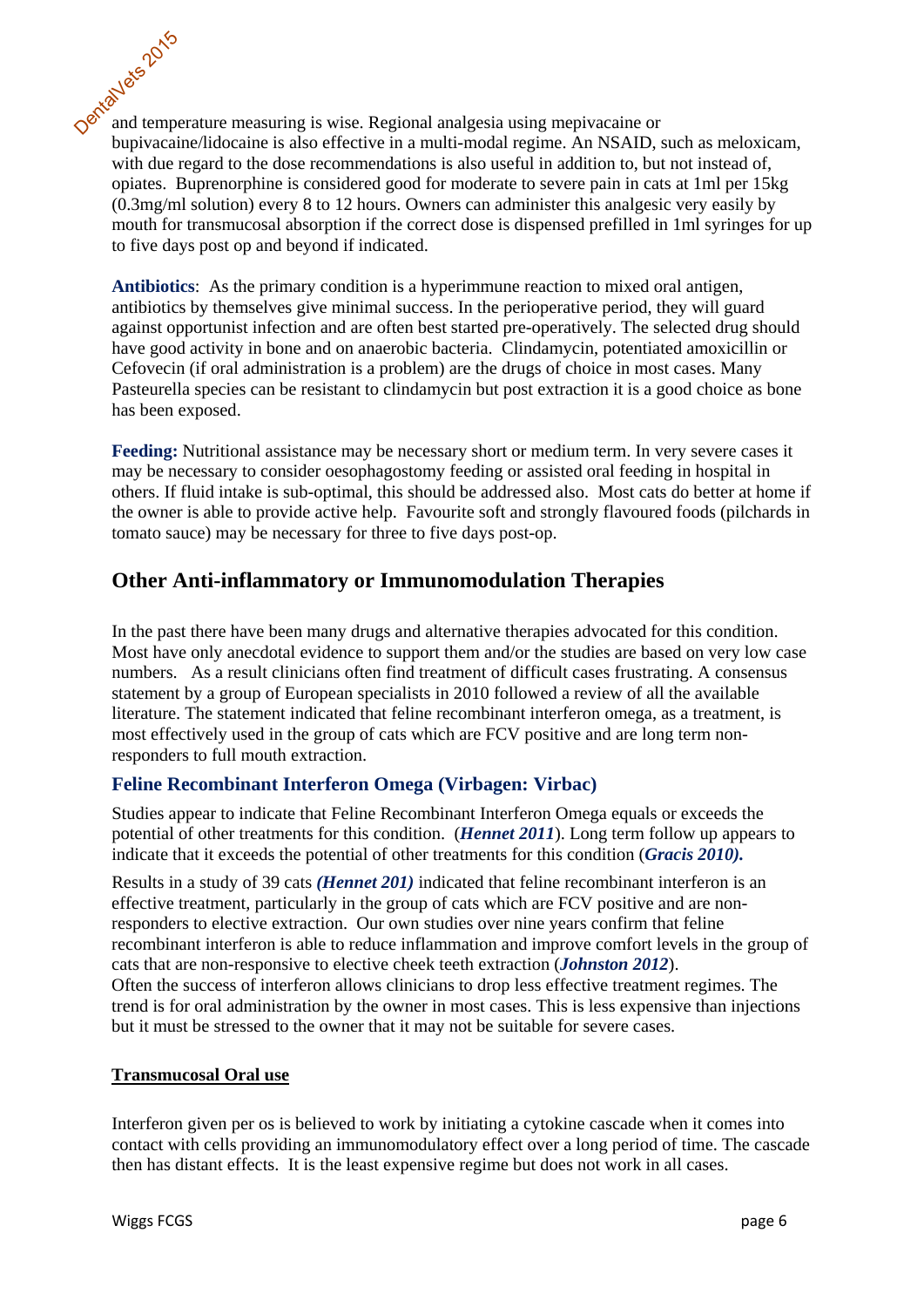and temperature measuring is wise. Regional analgesia using mepivacaine or bupivacaine/lidocaine is also effective in a multi-modal regime. An NSAID, such as meloxicam, with due regard to the dose recommendations is also useful in addition to, but not instead of, opiates. Buprenorphine is considered good for moderate to severe pain in cats at 1ml per 15kg (0.3mg/ml solution) every 8 to 12 hours. Owners can administer this analgesic very easily by mouth for transmucosal absorption if the correct dose is dispensed prefilled in 1ml syringes for up to five days post op and beyond if indicated.

**Antibiotics**: As the primary condition is a hyperimmune reaction to mixed oral antigen, antibiotics by themselves give minimal success. In the perioperative period, they will guard against opportunist infection and are often best started pre-operatively. The selected drug should have good activity in bone and on anaerobic bacteria. Clindamycin, potentiated amoxicillin or Cefovecin (if oral administration is a problem) are the drugs of choice in most cases. Many Pasteurella species can be resistant to clindamycin but post extraction it is a good choice as bone has been exposed.

**Feeding:** Nutritional assistance may be necessary short or medium term. In very severe cases it may be necessary to consider oesophagostomy feeding or assisted oral feeding in hospital in others. If fluid intake is sub-optimal, this should be addressed also. Most cats do better at home if the owner is able to provide active help. Favourite soft and strongly flavoured foods (pilchards in tomato sauce) may be necessary for three to five days post-op.

## Other Anti-inflammatory or Immunomodulation Therapies

In the past there have been many drugs and alternative therapies advocated for this condition. Most have only anecdotal evidence to support them and/or the studies are based on very low case numbers. As a result clinicians often find treatment of difficult cases frustrating. A consensus statement by a group of European specialists in 2010 followed a review of all the available literature. The statement indicated that feline recombinant interferon omega, as a treatment, is most effectively used in the group of cats which are FCV positive and are long term non-responders to full mouth extraction.

### Feline Recombinant Interferon Omega (Virbagen: Virbac)

Studies appear to indicate that Feline Recombinant Interferon Omega equals or exceeds the potential of other treatments for this condition. (***Hennet 2011***). Long term follow up appears to indicate that it exceeds the potential of other treatments for this condition (***Gracis 2010).***

Results in a study of 39 cats ***(Hennet 201)*** indicated that feline recombinant interferon is an effective treatment, particularly in the group of cats which are FCV positive and are non-responders to elective extraction. Our own studies over nine years confirm that feline recombinant interferon is able to reduce inflammation and improve comfort levels in the group of cats that are non-responsive to elective cheek teeth extraction (***Johnston 2012***).
Often the success of interferon allows clinicians to drop less effective treatment regimes. The trend is for oral administration by the owner in most cases. This is less expensive than injections but it must be stressed to the owner that it may not be suitable for severe cases.

**<u>Transmucosal Oral use</u>**

Interferon given per os is believed to work by initiating a cytokine cascade when it comes into contact with cells providing an immunomodulatory effect over a long period of time. The cascade then has distant effects. It is the least expensive regime but does not work in all cases.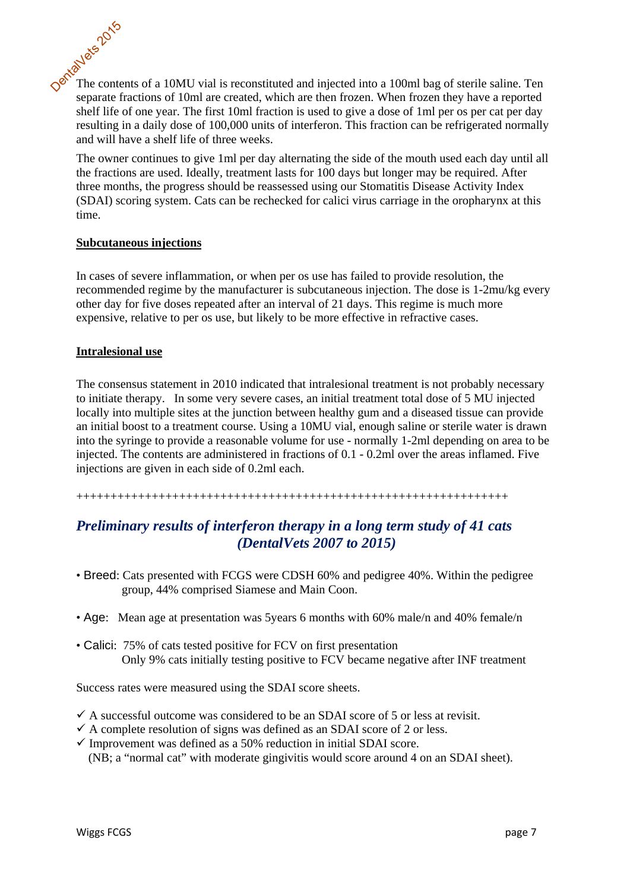The contents of a 10MU vial is reconstituted and injected into a 100ml bag of sterile saline. Ten separate fractions of 10ml are created, which are then frozen. When frozen they have a reported shelf life of one year. The first 10ml fraction is used to give a dose of 1ml per os per cat per day resulting in a daily dose of 100,000 units of interferon. This fraction can be refrigerated normally and will have a shelf life of three weeks.

The owner continues to give 1ml per day alternating the side of the mouth used each day until all the fractions are used. Ideally, treatment lasts for 100 days but longer may be required. After three months, the progress should be reassessed using our Stomatitis Disease Activity Index (SDAI) scoring system. Cats can be rechecked for calici virus carriage in the oropharynx at this time.

**Subcutaneous injections**

In cases of severe inflammation, or when per os use has failed to provide resolution, the recommended regime by the manufacturer is subcutaneous injection. The dose is 1-2mu/kg every other day for five doses repeated after an interval of 21 days. This regime is much more expensive, relative to per os use, but likely to be more effective in refractive cases.

**Intralesional use**

The consensus statement in 2010 indicated that intralesional treatment is not probably necessary to initiate therapy. In some very severe cases, an initial treatment total dose of 5 MU injected locally into multiple sites at the junction between healthy gum and a diseased tissue can provide an initial boost to a treatment course. Using a 10MU vial, enough saline or sterile water is drawn into the syringe to provide a reasonable volume for use - normally 1-2ml depending on area to be injected. The contents are administered in fractions of 0.1 - 0.2ml over the areas inflamed. Five injections are given in each side of 0.2ml each.

++++++++++++++++++++++++++++++++++++++++++++++++++++++++++++++++

## *Preliminary results of interferon therapy in a long term study of 41 cats (DentalVets 2007 to 2015)*

- Breed: Cats presented with FCGS were CDSH 60% and pedigree 40%. Within the pedigree group, 44% comprised Siamese and Main Coon.
- Age: Mean age at presentation was 5years 6 months with 60% male/n and 40% female/n
- Calici: 75% of cats tested positive for FCV on first presentation
  Only 9% cats initially testing positive to FCV became negative after INF treatment

Success rates were measured using the SDAI score sheets.

- ✓ A successful outcome was considered to be an SDAI score of 5 or less at revisit.
- ✓ A complete resolution of signs was defined as an SDAI score of 2 or less.
- ✓ Improvement was defined as a 50% reduction in initial SDAI score.
  (NB; a "normal cat" with moderate gingivitis would score around 4 on an SDAI sheet).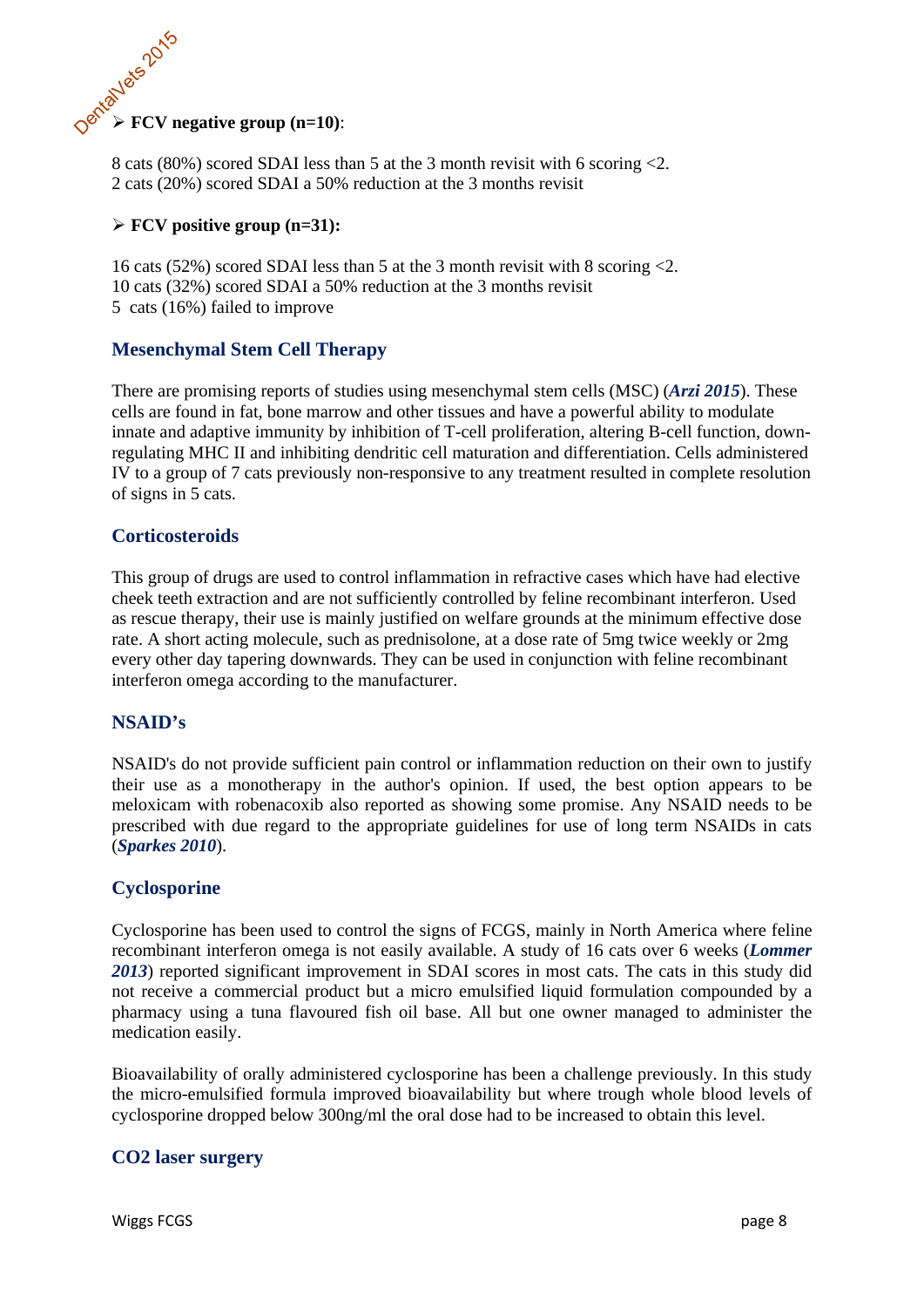- **FCV negative group (n=10)**:

8 cats (80%) scored SDAI less than 5 at the 3 month revisit with 6 scoring <2.
2 cats (20%) scored SDAI a 50% reduction at the 3 months revisit

- **FCV positive group (n=31):**

16 cats (52%) scored SDAI less than 5 at the 3 month revisit with 8 scoring <2.
10 cats (32%) scored SDAI a 50% reduction at the 3 months revisit
5 cats (16%) failed to improve

## Mesenchymal Stem Cell Therapy

There are promising reports of studies using mesenchymal stem cells (MSC) (***Arzi 2015***). These cells are found in fat, bone marrow and other tissues and have a powerful ability to modulate innate and adaptive immunity by inhibition of T-cell proliferation, altering B-cell function, down-regulating MHC II and inhibiting dendritic cell maturation and differentiation. Cells administered IV to a group of 7 cats previously non-responsive to any treatment resulted in complete resolution of signs in 5 cats.

## Corticosteroids

This group of drugs are used to control inflammation in refractive cases which have had elective cheek teeth extraction and are not sufficiently controlled by feline recombinant interferon. Used as rescue therapy, their use is mainly justified on welfare grounds at the minimum effective dose rate. A short acting molecule, such as prednisolone, at a dose rate of 5mg twice weekly or 2mg every other day tapering downwards. They can be used in conjunction with feline recombinant interferon omega according to the manufacturer.

## NSAID's

NSAID's do not provide sufficient pain control or inflammation reduction on their own to justify their use as a monotherapy in the author's opinion. If used, the best option appears to be meloxicam with robenacoxib also reported as showing some promise. Any NSAID needs to be prescribed with due regard to the appropriate guidelines for use of long term NSAIDs in cats (***Sparkes 2010***).

## Cyclosporine

Cyclosporine has been used to control the signs of FCGS, mainly in North America where feline recombinant interferon omega is not easily available. A study of 16 cats over 6 weeks (***Lommer 2013***) reported significant improvement in SDAI scores in most cats. The cats in this study did not receive a commercial product but a micro emulsified liquid formulation compounded by a pharmacy using a tuna flavoured fish oil base. All but one owner managed to administer the medication easily.

Bioavailability of orally administered cyclosporine has been a challenge previously. In this study the micro-emulsified formula improved bioavailability but where trough whole blood levels of cyclosporine dropped below 300ng/ml the oral dose had to be increased to obtain this level.

## CO2 laser surgery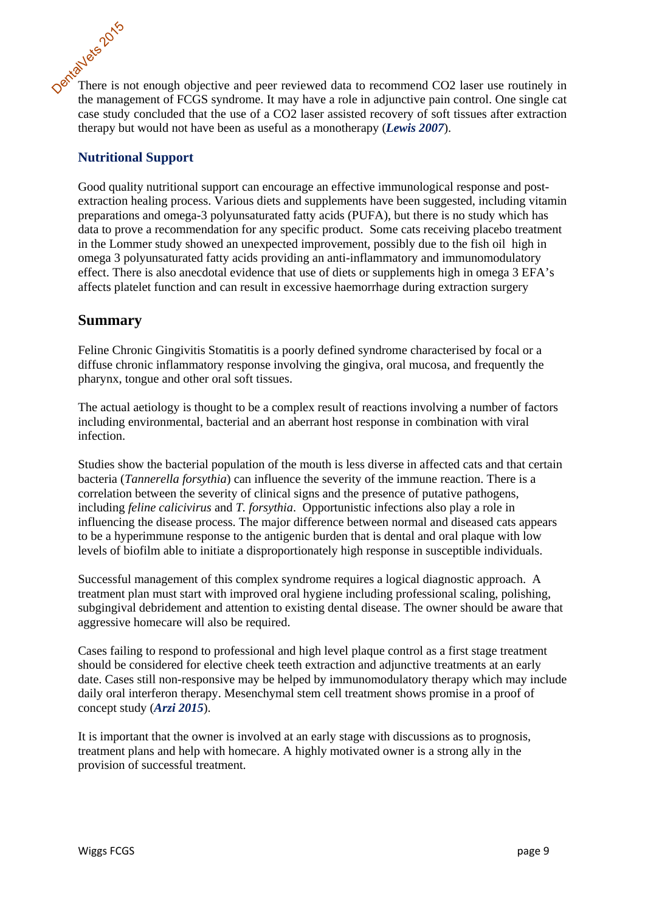There is not enough objective and peer reviewed data to recommend $CO_2$ laser use routinely in the management of FCGS syndrome. It may have a role in adjunctive pain control. One single cat case study concluded that the use of a $CO_2$ laser assisted recovery of soft tissues after extraction therapy but would not have been as useful as a monotherapy (***Lewis 2007***).

### Nutritional Support

Good quality nutritional support can encourage an effective immunological response and post-extraction healing process. Various diets and supplements have been suggested, including vitamin preparations and omega-3 polyunsaturated fatty acids (PUFA), but there is no study which has data to prove a recommendation for any specific product. Some cats receiving placebo treatment in the Lommer study showed an unexpected improvement, possibly due to the fish oil high in omega 3 polyunsaturated fatty acids providing an anti-inflammatory and immunomodulatory effect. There is also anecdotal evidence that use of diets or supplements high in omega 3 EFA's affects platelet function and can result in excessive haemorrhage during extraction surgery

## Summary

Feline Chronic Gingivitis Stomatitis is a poorly defined syndrome characterised by focal or a diffuse chronic inflammatory response involving the gingiva, oral mucosa, and frequently the pharynx, tongue and other oral soft tissues.

The actual aetiology is thought to be a complex result of reactions involving a number of factors including environmental, bacterial and an aberrant host response in combination with viral infection.

Studies show the bacterial population of the mouth is less diverse in affected cats and that certain bacteria (*Tannerella forsythia*) can influence the severity of the immune reaction. There is a correlation between the severity of clinical signs and the presence of putative pathogens, including *feline calicivirus* and *T. forsythia*. Opportunistic infections also play a role in influencing the disease process. The major difference between normal and diseased cats appears to be a hyperimmune response to the antigenic burden that is dental and oral plaque with low levels of biofilm able to initiate a disproportionately high response in susceptible individuals.

Successful management of this complex syndrome requires a logical diagnostic approach. A treatment plan must start with improved oral hygiene including professional scaling, polishing, subgingival debridement and attention to existing dental disease. The owner should be aware that aggressive homecare will also be required.

Cases failing to respond to professional and high level plaque control as a first stage treatment should be considered for elective cheek teeth extraction and adjunctive treatments at an early date. Cases still non-responsive may be helped by immunomodulatory therapy which may include daily oral interferon therapy. Mesenchymal stem cell treatment shows promise in a proof of concept study (***Arzi 2015***).

It is important that the owner is involved at an early stage with discussions as to prognosis, treatment plans and help with homecare. A highly motivated owner is a strong ally in the provision of successful treatment.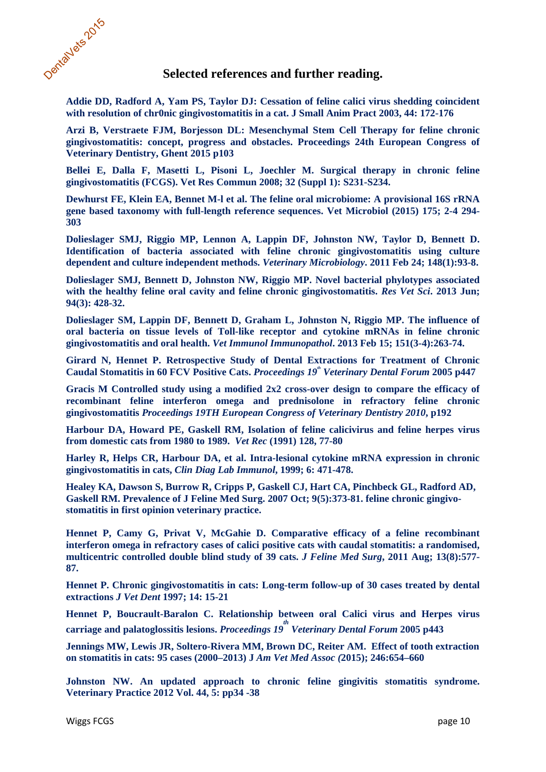## Selected references and further reading.

**Addie DD, Radford A, Yam PS, Taylor DJ: Cessation of feline calici virus shedding coincident with resolution of chr0nic gingivostomatitis in a cat. J Small Anim Pract 2003, 44: 172-176**

**Arzi B, Verstraete FJM, Borjesson DL: Mesenchymal Stem Cell Therapy for feline chronic gingivostomatitis: concept, progress and obstacles. Proceedings 24th European Congress of Veterinary Dentistry, Ghent 2015 p103**

**Bellei E, Dalla F, Masetti L, Pisoni L, Joechler M. Surgical therapy in chronic feline gingivostomatitis (FCGS). Vet Res Commun 2008; 32 (Suppl 1): S231-S234.**

**Dewhurst FE, Klein EA, Bennet M-l et al. The feline oral microbiome: A provisional 16S rRNA gene based taxonomy with full-length reference sequences. Vet Microbiol (2015) 175; 2-4 294-303**

**Dolieslager SMJ, Riggio MP, Lennon A, Lappin DF, Johnston NW, Taylor D, Bennett D. Identification of bacteria associated with feline chronic gingivostomatitis using culture dependent and culture independent methods. *Veterinary Microbiology*. 2011 Feb 24; 148(1):93-8.**

**Dolieslager SMJ, Bennett D, Johnston NW, Riggio MP. Novel bacterial phylotypes associated with the healthy feline oral cavity and feline chronic gingivostomatitis. *Res Vet Sci*. 2013 Jun; 94(3): 428-32.**

**Dolieslager SM, Lappin DF, Bennett D, Graham L, Johnston N, Riggio MP. The influence of oral bacteria on tissue levels of Toll-like receptor and cytokine mRNAs in feline chronic gingivostomatitis and oral health. *Vet Immunol Immunopathol*. 2013 Feb 15; 151(3-4):263-74.**

**Girard N, Hennet P. Retrospective Study of Dental Extractions for Treatment of Chronic Caudal Stomatitis in 60 FCV Positive Cats. *Proceedings 19th Veterinary Dental Forum* 2005 p447**

**Gracis M Controlled study using a modified 2x2 cross-over design to compare the efficacy of recombinant feline interferon omega and prednisolone in refractory feline chronic gingivostomatitis *Proceedings 19TH European Congress of Veterinary Dentistry 2010*, p192**

**Harbour DA, Howard PE, Gaskell RM, Isolation of feline calicivirus and feline herpes virus from domestic cats from 1980 to 1989. *Vet Rec* (1991) 128, 77-80**

**Harley R, Helps CR, Harbour DA, et al. Intra-lesional cytokine mRNA expression in chronic gingivostomatitis in cats, *Clin Diag Lab Immunol*, 1999; 6: 471-478.**

**Healey KA, Dawson S, Burrow R, Cripps P, Gaskell CJ, Hart CA, Pinchbeck GL, Radford AD, Gaskell RM. Prevalence of J Feline Med Surg. 2007 Oct; 9(5):373-81. feline chronic gingivo-stomatitis in first opinion veterinary practice.**

**Hennet P, Camy G, Privat V, McGahie D. Comparative efficacy of a feline recombinant interferon omega in refractory cases of calici positive cats with caudal stomatitis: a randomised, multicentric controlled double blind study of 39 cats. *J Feline Med Surg*, 2011 Aug; 13(8):577-87.**

**Hennet P. Chronic gingivostomatitis in cats: Long-term follow-up of 30 cases treated by dental extractions *J Vet Dent* 1997; 14: 15-21**

**Hennet P, Boucrault-Baralon C. Relationship between oral Calici virus and Herpes virus carriage and palatoglossitis lesions. *Proceedings 19th Veterinary Dental Forum* 2005 p443**

**Jennings MW, Lewis JR, Soltero-Rivera MM, Brown DC, Reiter AM. Effect of tooth extraction on stomatitis in cats: 95 cases (2000–2013) J *Am Vet Med Assoc (*2015); 246:654–660**

**Johnston NW. An updated approach to chronic feline gingivitis stomatitis syndrome. Veterinary Practice 2012 Vol. 44, 5: pp34 -38**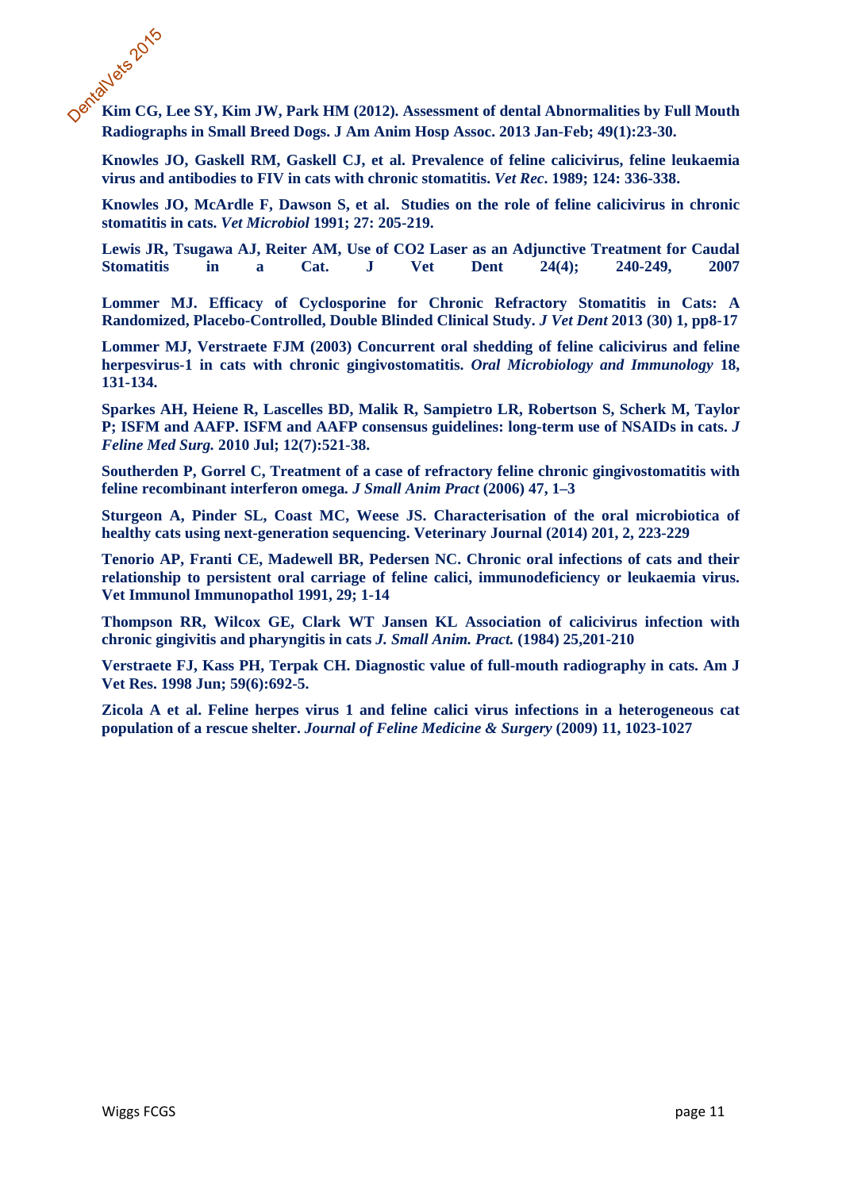**Kim CG, Lee SY, Kim JW, Park HM (2012). Assessment of dental Abnormalities by Full Mouth Radiographs in Small Breed Dogs. J Am Anim Hosp Assoc. 2013 Jan-Feb; 49(1):23-30.**

**Knowles JO, Gaskell RM, Gaskell CJ, et al. Prevalence of feline calicivirus, feline leukaemia virus and antibodies to FIV in cats with chronic stomatitis. *Vet Rec*. 1989; 124: 336-338.**

**Knowles JO, McArdle F, Dawson S, et al. Studies on the role of feline calicivirus in chronic stomatitis in cats. *Vet Microbiol* 1991; 27: 205-219.**

**Lewis JR, Tsugawa AJ, Reiter AM, Use of CO2 Laser as an Adjunctive Treatment for Caudal Stomatitis in a Cat. J Vet Dent 24(4); 240-249, 2007**

**Lommer MJ. Efficacy of Cyclosporine for Chronic Refractory Stomatitis in Cats: A Randomized, Placebo-Controlled, Double Blinded Clinical Study. *J Vet Dent* 2013 (30) 1, pp8-17**

**Lommer MJ, Verstraete FJM (2003) Concurrent oral shedding of feline calicivirus and feline herpesvirus-1 in cats with chronic gingivostomatitis. *Oral Microbiology and Immunology* 18, 131-134.**

**Sparkes AH, Heiene R, Lascelles BD, Malik R, Sampietro LR, Robertson S, Scherk M, Taylor P; ISFM and AAFP. ISFM and AAFP consensus guidelines: long-term use of NSAIDs in cats. *J Feline Med Surg.* 2010 Jul; 12(7):521-38.**

**Southerden P, Gorrel C, Treatment of a case of refractory feline chronic gingivostomatitis with feline recombinant interferon omega. *J Small Anim Pract* (2006) 47, 1–3**

**Sturgeon A, Pinder SL, Coast MC, Weese JS. Characterisation of the oral microbiotica of healthy cats using next-generation sequencing. Veterinary Journal (2014) 201, 2, 223-229**

**Tenorio AP, Franti CE, Madewell BR, Pedersen NC. Chronic oral infections of cats and their relationship to persistent oral carriage of feline calici, immunodeficiency or leukaemia virus. Vet Immunol Immunopathol 1991, 29; 1-14**

**Thompson RR, Wilcox GE, Clark WT Jansen KL Association of calicivirus infection with chronic gingivitis and pharyngitis in cats *J. Small Anim. Pract.* (1984) 25,201-210**

**Verstraete FJ, Kass PH, Terpak CH. Diagnostic value of full-mouth radiography in cats. Am J Vet Res. 1998 Jun; 59(6):692-5.**

**Zicola A et al. Feline herpes virus 1 and feline calici virus infections in a heterogeneous cat population of a rescue shelter. *Journal of Feline Medicine & Surgery* (2009) 11, 1023-1027**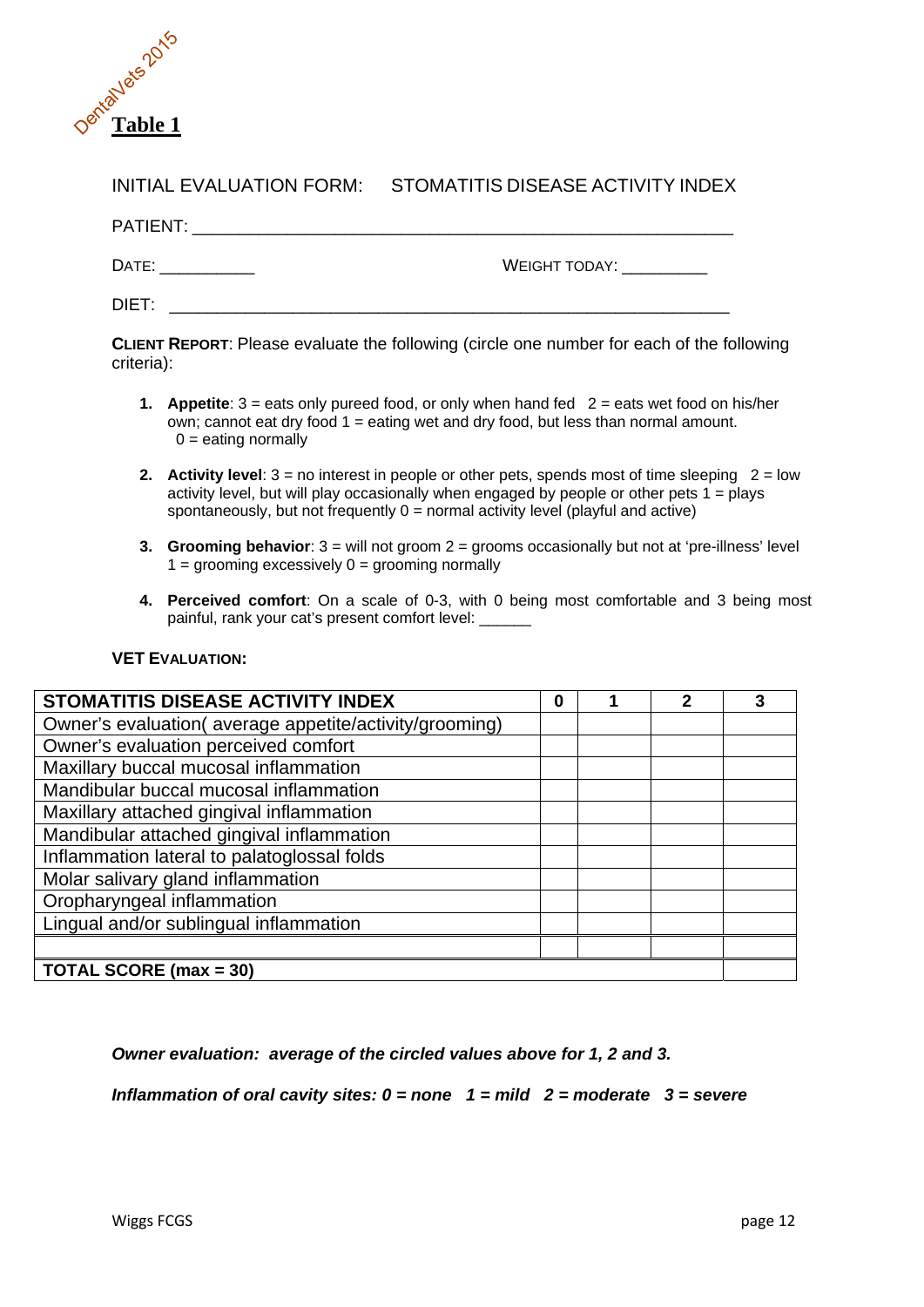DentalVets 2015

**Table 1**

INITIAL EVALUATION FORM: STOMATITIS DISEASE ACTIVITY INDEX

PATIENT: ________________________________________________________

DATE: __________ WEIGHT TODAY: _________

DIET: ___________________________________________________________

**CLIENT REPORT**: Please evaluate the following (circle one number for each of the following criteria):

1. **Appetite**: 3 = eats only pureed food, or only when hand fed 2 = eats wet food on his/her own; cannot eat dry food 1 = eating wet and dry food, but less than normal amount. 0 = eating normally

2. **Activity level**: 3 = no interest in people or other pets, spends most of time sleeping 2 = low activity level, but will play occasionally when engaged by people or other pets 1 = plays spontaneously, but not frequently 0 = normal activity level (playful and active)

3. **Grooming behavior**: 3 = will not groom 2 = grooms occasionally but not at 'pre-illness' level 1 = grooming excessively 0 = grooming normally

4. **Perceived comfort**: On a scale of 0-3, with 0 being most comfortable and 3 being most painful, rank your cat's present comfort level: ______

**VET EVALUATION:**

| **STOMATITIS DISEASE ACTIVITY INDEX** | **0** | **1** | **2** | **3** |
|---|---|---|---|---|
| Owner's evaluation( average appetite/activity/grooming) | | | | |
| Owner's evaluation perceived comfort | | | | |
| Maxillary buccal mucosal inflammation | | | | |
| Mandibular buccal mucosal inflammation | | | | |
| Maxillary attached gingival inflammation | | | | |
| Mandibular attached gingival inflammation | | | | |
| Inflammation lateral to palatoglossal folds | | | | |
| Molar salivary gland inflammation | | | | |
| Oropharyngeal inflammation | | | | |
| Lingual and/or sublingual inflammation | | | | |
| | | | | |
| **TOTAL SCORE (max = 30)** | | | | |

***Owner evaluation: average of the circled values above for 1, 2 and 3.***

***Inflammation of oral cavity sites: 0 = none 1 = mild 2 = moderate 3 = severe***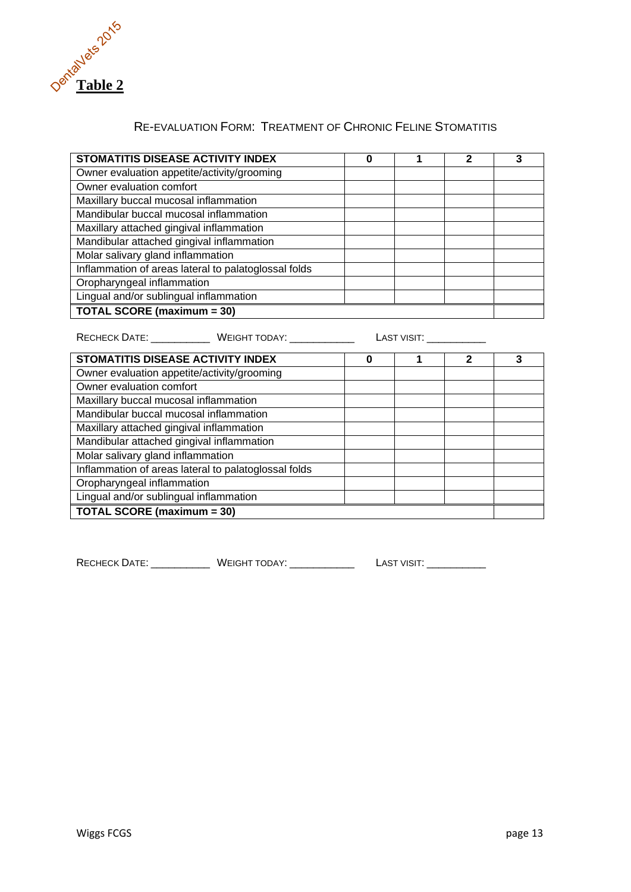DentalVets 2015

**Table 2**

RE-EVALUATION FORM: TREATMENT OF CHRONIC FELINE STOMATITIS

| STOMATITIS DISEASE ACTIVITY INDEX | 0 | 1 | 2 | 3 |
|---|---|---|---|---|
| Owner evaluation appetite/activity/grooming | | | | |
| Owner evaluation comfort | | | | |
| Maxillary buccal mucosal inflammation | | | | |
| Mandibular buccal mucosal inflammation | | | | |
| Maxillary attached gingival inflammation | | | | |
| Mandibular attached gingival inflammation | | | | |
| Molar salivary gland inflammation | | | | |
| Inflammation of areas lateral to palatoglossal folds | | | | |
| Oropharyngeal inflammation | | | | |
| Lingual and/or sublingual inflammation | | | | |
| **TOTAL SCORE (maximum = 30)** | | | | |

RECHECK DATE: __________ WEIGHT TODAY: ___________ LAST VISIT: __________

| STOMATITIS DISEASE ACTIVITY INDEX | 0 | 1 | 2 | 3 |
|---|---|---|---|---|
| Owner evaluation appetite/activity/grooming | | | | |
| Owner evaluation comfort | | | | |
| Maxillary buccal mucosal inflammation | | | | |
| Mandibular buccal mucosal inflammation | | | | |
| Maxillary attached gingival inflammation | | | | |
| Mandibular attached gingival inflammation | | | | |
| Molar salivary gland inflammation | | | | |
| Inflammation of areas lateral to palatoglossal folds | | | | |
| Oropharyngeal inflammation | | | | |
| Lingual and/or sublingual inflammation | | | | |
| **TOTAL SCORE (maximum = 30)** | | | | |

RECHECK DATE: __________ WEIGHT TODAY: ___________ LAST VISIT: __________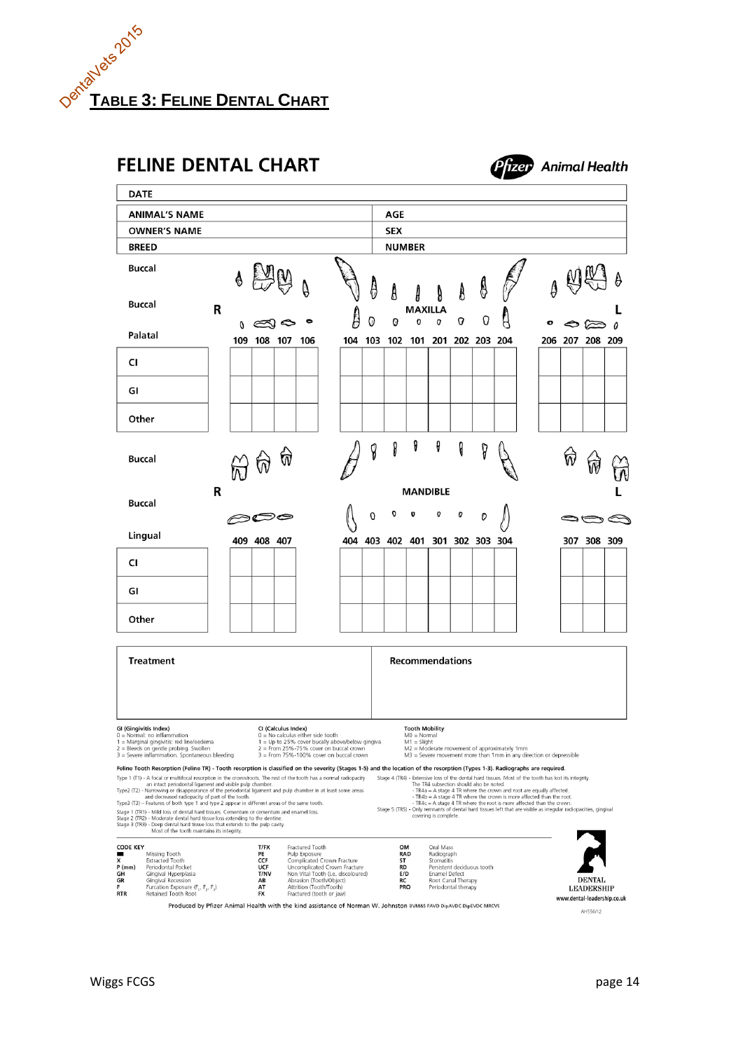DentalVets 2015

## Table 3: Feline Dental Chart

# FELINE DENTAL CHART

Pfizer Animal Health

| DATE | |
|---|---|
| ANIMAL'S NAME | AGE |
| OWNER'S NAME | SEX |
| BREED | NUMBER |

**MAXILLA**

Buccal
Buccal
Palatal

R | L

| | 109 | 108 | 107 | 106 | 104 | 103 | 102 | 101 | 201 | 202 | 203 | 204 | 206 | 207 | 208 | 209 |
|---|---|---|---|---|---|---|---|---|---|---|---|---|---|---|---|---|
| CI | | | | | | | | | | | | | | | | |
| GI | | | | | | | | | | | | | | | | |
| Other | | | | | | | | | | | | | | | | |

**MANDIBLE**

Buccal
Buccal
Lingual

R | L

| | 409 | 408 | 407 | 404 | 403 | 402 | 401 | 301 | 302 | 303 | 304 | 307 | 308 | 309 |
|---|---|---|---|---|---|---|---|---|---|---|---|---|---|---|
| CI | | | | | | | | | | | | | | |
| GI | | | | | | | | | | | | | | |
| Other | | | | | | | | | | | | | | |

| Treatment | Recommendations |
|---|---|
| | |

**GI (Gingivitis Index)**
0 = Normal: no inflammation
1 = Marginal gingivitis: red line/oedema
2 = Bleeds on gentle probing. Swollen
3 = Severe inflammation. Spontaneous bleeding

**CI (Calculus Index)**
0 = No calculus either side tooth
1 = Up to 25% cover bucally above/below gingiva
2 = From 25%-75% cover on buccal crown
3 = From 75%-100% cover on buccal crown

**Tooth Mobility**
M0 = Normal
M1 = Slight
M2 = Moderate movement of approximately 1mm
M3 = Severe movement more than 1mm in any direction or depressible

**Feline Tooth Resorption (Feline TR)** - Tooth resorption is classified on the severity (Stages 1-5) and the location of the resorption (Types 1-3). Radiographs are required.

Type 1 (T1) - A focal or multifocal resorption in the crown/roots. The rest of the tooth has a normal radiopacity an intact periodontal ligament and visible pulp chamber.
Type2 (T2) - Narrowing or disappearance of the periodontal ligament and pulp chamber in at least some areas and decreased radiopacity of part of the tooth.
Type3 (T3) – Features of both type 1 and type 2 appear in different areas of the same tooth.

Stage 1 (TR1) - Mild loss of dental hard tissues. Cementum or cementum and enamel loss.
Stage 2 (TR2) - Moderate dental hard tissue loss extending to the dentine.
Stage 3 (TR3) - Deep dental hard tissue loss that extends to the pulp cavity. Most of the tooth maintains its integrity.

Stage 4 (TR4) - Extensive loss of the dental hard tissues. Most of the tooth has lost its integrity. The TR4 subsection should also be noted.
- TR4a = A stage 4 TR where the crown and root are equally affected.
- TR4b = A stage 4 TR where the crown is more affected than the root.
- TR4c = A stage 4 TR where the root is more affected than the crown.

Stage 5 (TR5) - Only remnants of the dental hard tissues left that are visible as irregular radiopacities, gingival covering is complete.

**CODE KEY**

| Code | Meaning | Code | Meaning | Code | Meaning |
|---|---|---|---|---|---|
| ■ | Missing Tooth | T/FX | Fractured Tooth | OM | Oral Mass |
| X | Extracted Tooth | PE | Pulp Exposure | RAD | Radiograph |
| P (mm) | Periodontal Pocket | CCF | Complicated Crown Fracture | ST | Stomatitis |
| GH | Gingival Hyperplasia | UCF | Uncomplicated Crown Fracture | RD | Persistent deciduous tooth |
| GR | Gingival Recession | T/NV | Non Vital Tooth (i.e. discoloured) | E/D | Enamel Defect |
| F | Furcation Exposure ($F_1$, $F_2$, $F_3$) | AB | Abrasion (Tooth/Object) | RC | Root Canal Therapy |
| RTR | Retained Tooth Root | AT | Attrition (Tooth/Tooth) | PRO | Periodontal therapy |
| | | FX | Fractured (tooth or jaw) | | |

DENTAL LEADERSHIP
www.dental-leadership.co.uk

Produced by Pfizer Animal Health with the kind assistance of Norman W. Johnston BVM&S FAVD DipAVDC DipEVDC MRCVS

AH556/12